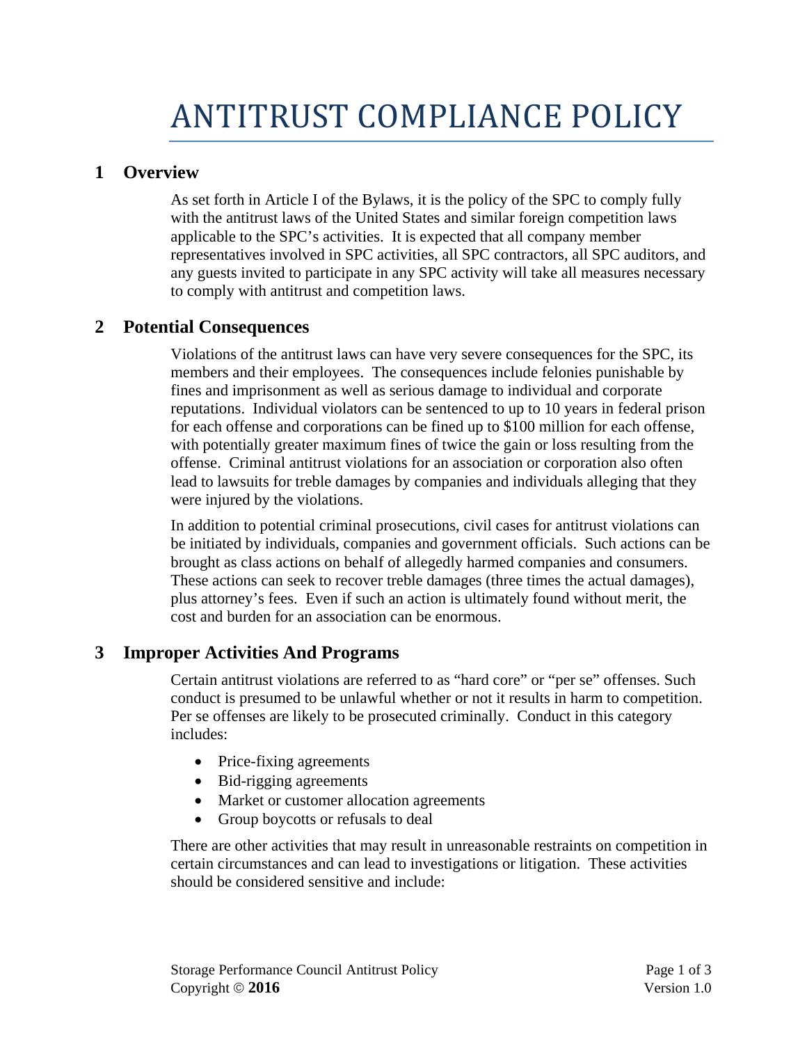# ANTITRUST COMPLIANCE POLICY

## 1 Overview

As set forth in Article I of the Bylaws, it is the policy of the SPC to comply fully with the antitrust laws of the United States and similar foreign competition laws applicable to the SPC's activities. It is expected that all company member representatives involved in SPC activities, all SPC contractors, all SPC auditors, and any guests invited to participate in any SPC activity will take all measures necessary to comply with antitrust and competition laws.

## 2 Potential Consequences

Violations of the antitrust laws can have very severe consequences for the SPC, its members and their employees. The consequences include felonies punishable by fines and imprisonment as well as serious damage to individual and corporate reputations. Individual violators can be sentenced to up to 10 years in federal prison for each offense and corporations can be fined up to $100 million for each offense, with potentially greater maximum fines of twice the gain or loss resulting from the offense. Criminal antitrust violations for an association or corporation also often lead to lawsuits for treble damages by companies and individuals alleging that they were injured by the violations.

In addition to potential criminal prosecutions, civil cases for antitrust violations can be initiated by individuals, companies and government officials. Such actions can be brought as class actions on behalf of allegedly harmed companies and consumers. These actions can seek to recover treble damages (three times the actual damages), plus attorney's fees. Even if such an action is ultimately found without merit, the cost and burden for an association can be enormous.

## 3 Improper Activities And Programs

Certain antitrust violations are referred to as "hard core" or "per se" offenses. Such conduct is presumed to be unlawful whether or not it results in harm to competition. Per se offenses are likely to be prosecuted criminally. Conduct in this category includes:

- Price-fixing agreements
- Bid-rigging agreements
- Market or customer allocation agreements
- Group boycotts or refusals to deal

There are other activities that may result in unreasonable restraints on competition in certain circumstances and can lead to investigations or litigation. These activities should be considered sensitive and include: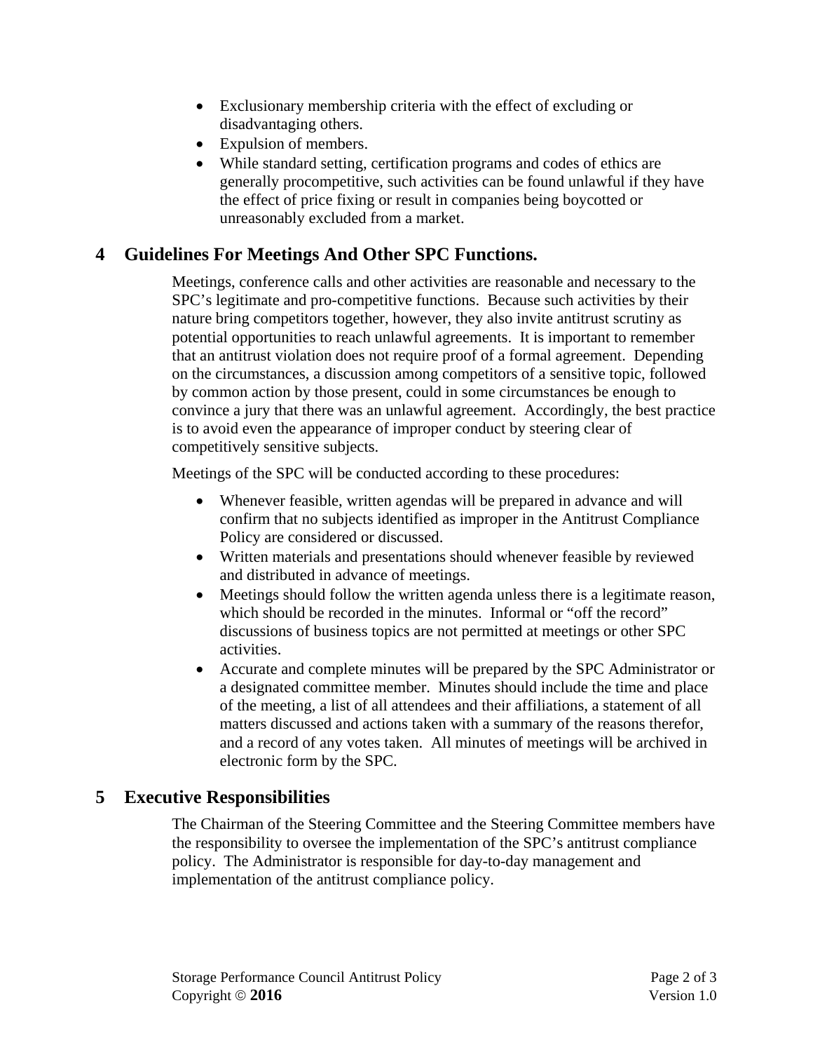- Exclusionary membership criteria with the effect of excluding or disadvantaging others.
- Expulsion of members.
- While standard setting, certification programs and codes of ethics are generally procompetitive, such activities can be found unlawful if they have the effect of price fixing or result in companies being boycotted or unreasonably excluded from a market.

# 4 Guidelines For Meetings And Other SPC Functions.

Meetings, conference calls and other activities are reasonable and necessary to the SPC's legitimate and pro-competitive functions. Because such activities by their nature bring competitors together, however, they also invite antitrust scrutiny as potential opportunities to reach unlawful agreements. It is important to remember that an antitrust violation does not require proof of a formal agreement. Depending on the circumstances, a discussion among competitors of a sensitive topic, followed by common action by those present, could in some circumstances be enough to convince a jury that there was an unlawful agreement. Accordingly, the best practice is to avoid even the appearance of improper conduct by steering clear of competitively sensitive subjects.

Meetings of the SPC will be conducted according to these procedures:

- Whenever feasible, written agendas will be prepared in advance and will confirm that no subjects identified as improper in the Antitrust Compliance Policy are considered or discussed.
- Written materials and presentations should whenever feasible by reviewed and distributed in advance of meetings.
- Meetings should follow the written agenda unless there is a legitimate reason, which should be recorded in the minutes. Informal or "off the record" discussions of business topics are not permitted at meetings or other SPC activities.
- Accurate and complete minutes will be prepared by the SPC Administrator or a designated committee member. Minutes should include the time and place of the meeting, a list of all attendees and their affiliations, a statement of all matters discussed and actions taken with a summary of the reasons therefor, and a record of any votes taken. All minutes of meetings will be archived in electronic form by the SPC.

# 5 Executive Responsibilities

The Chairman of the Steering Committee and the Steering Committee members have the responsibility to oversee the implementation of the SPC's antitrust compliance policy. The Administrator is responsible for day-to-day management and implementation of the antitrust compliance policy.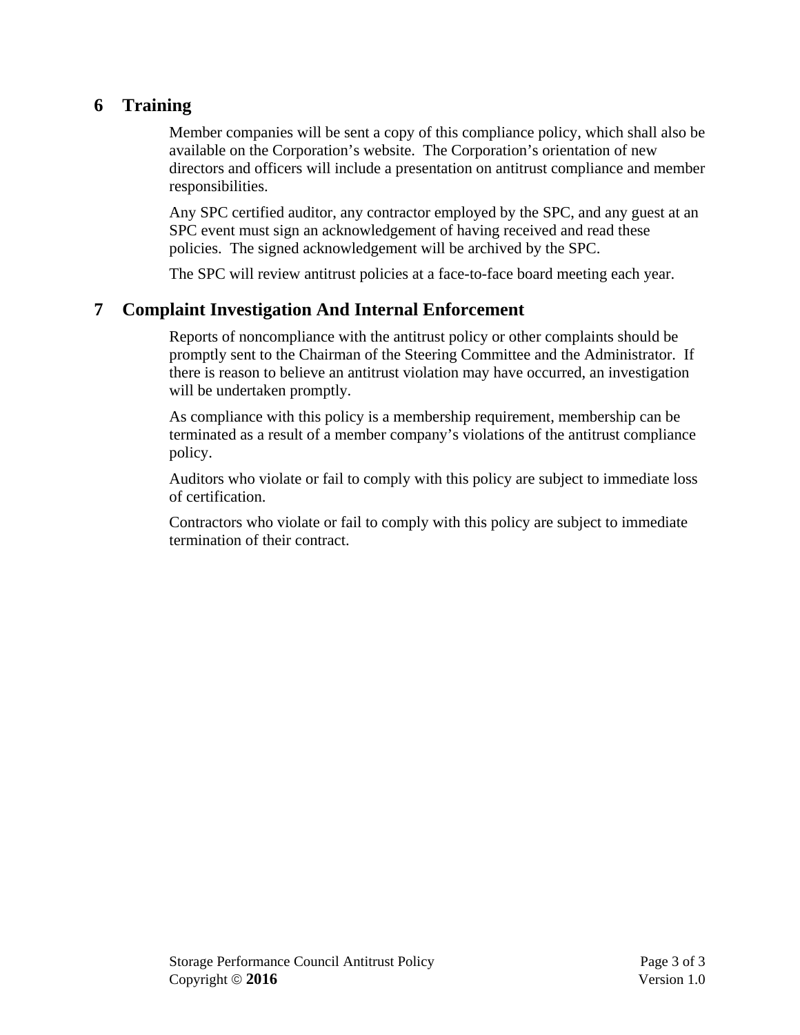## 6 Training

Member companies will be sent a copy of this compliance policy, which shall also be available on the Corporation's website. The Corporation's orientation of new directors and officers will include a presentation on antitrust compliance and member responsibilities.

Any SPC certified auditor, any contractor employed by the SPC, and any guest at an SPC event must sign an acknowledgement of having received and read these policies. The signed acknowledgement will be archived by the SPC.

The SPC will review antitrust policies at a face-to-face board meeting each year.

## 7 Complaint Investigation And Internal Enforcement

Reports of noncompliance with the antitrust policy or other complaints should be promptly sent to the Chairman of the Steering Committee and the Administrator. If there is reason to believe an antitrust violation may have occurred, an investigation will be undertaken promptly.

As compliance with this policy is a membership requirement, membership can be terminated as a result of a member company's violations of the antitrust compliance policy.

Auditors who violate or fail to comply with this policy are subject to immediate loss of certification.

Contractors who violate or fail to comply with this policy are subject to immediate termination of their contract.